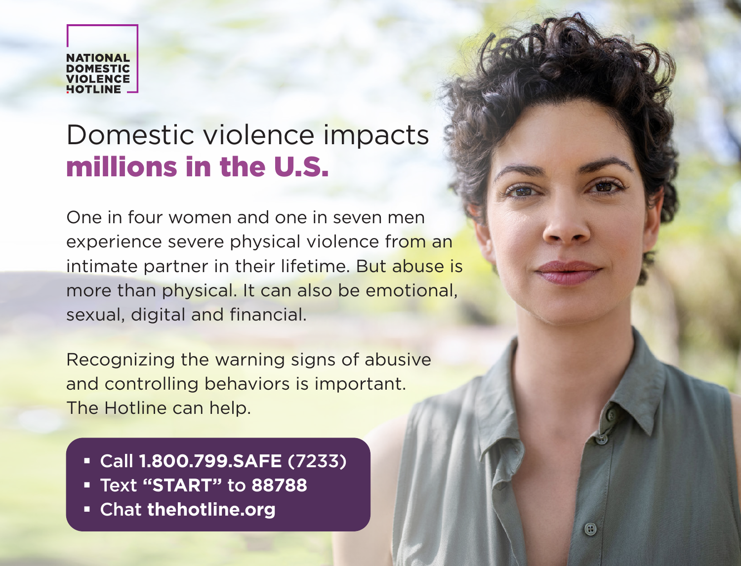**NATIONAL DOMESTIC VIOLENCE HOTLINE**

# Domestic violence impacts **millions in the U.S.**

One in four women and one in seven men experience severe physical violence from an intimate partner in their lifetime. But abuse is more than physical. It can also be emotional, sexual, digital and financial.

Recognizing the warning signs of abusive and controlling behaviors is important. The Hotline can help.

- **Call 1.800.799.SAFE (7233)**
- **Text "START" to 88788**
- **Chat thehotline.org**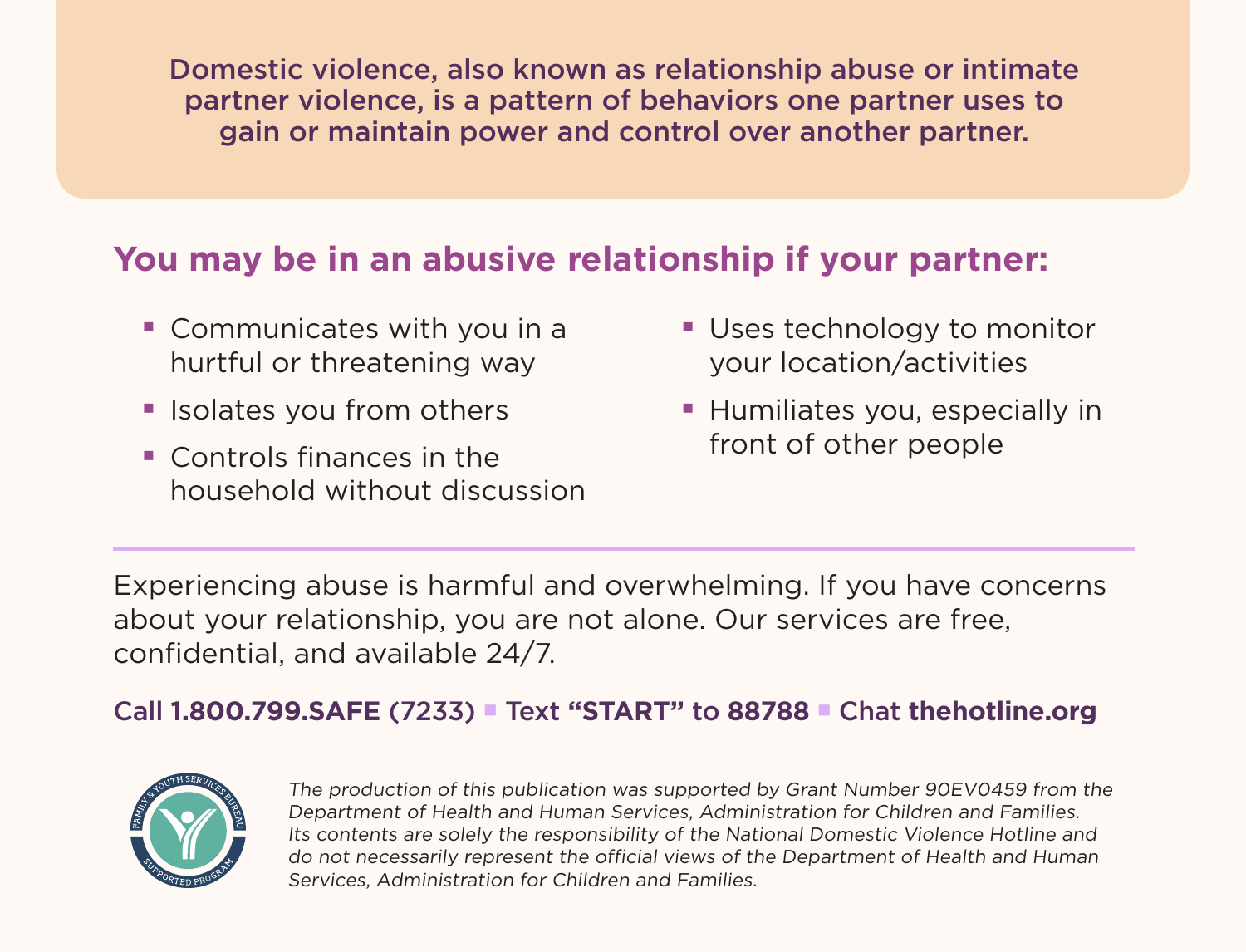**Domestic violence, also known as relationship abuse or intimate partner violence, is a pattern of behaviors one partner uses to gain or maintain power and control over another partner.**

## You may be in an abusive relationship if your partner:

- Communicates with you in a hurtful or threatening way
- Isolates you from others
- Controls finances in the household without discussion
- Uses technology to monitor your location/activities
- Humiliates you, especially in front of other people

---

Experiencing abuse is harmful and overwhelming. If you have concerns about your relationship, you are not alone. Our services are free, confidential, and available 24/7.

**Call 1.800.799.SAFE (7233) ▪ Text "START" to 88788 ▪ Chat thehotline.org**

FAMILY & YOUTH SERVICES BUREAU SUPPORTED PROGRAM

*The production of this publication was supported by Grant Number 90EV0459 from the Department of Health and Human Services, Administration for Children and Families. Its contents are solely the responsibility of the National Domestic Violence Hotline and do not necessarily represent the official views of the Department of Health and Human Services, Administration for Children and Families.*